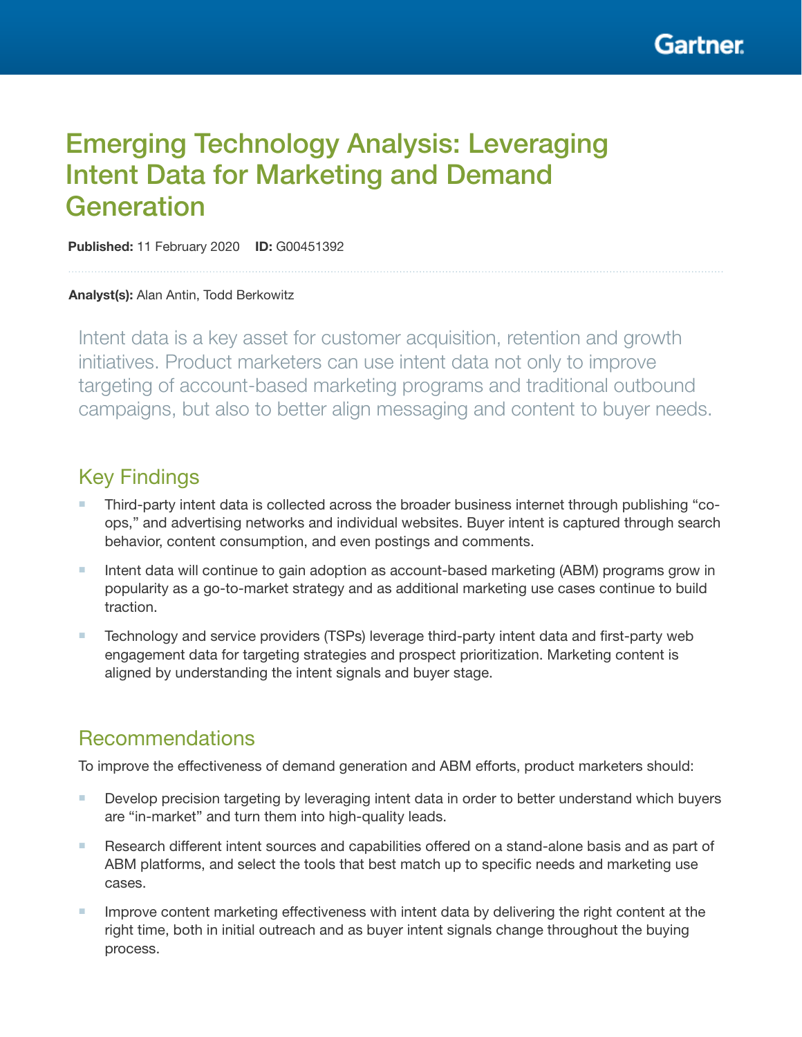# Emerging Technology Analysis: Leveraging Intent Data for Marketing and Demand Generation

**Published:** 11 February 2020 **ID:** G00451392

**Analyst(s):** Alan Antin, Todd Berkowitz

Intent data is a key asset for customer acquisition, retention and growth initiatives. Product marketers can use intent data not only to improve targeting of account-based marketing programs and traditional outbound campaigns, but also to better align messaging and content to buyer needs.

## Key Findings

- Third-party intent data is collected across the broader business internet through publishing "co-ops," and advertising networks and individual websites. Buyer intent is captured through search behavior, content consumption, and even postings and comments.
- Intent data will continue to gain adoption as account-based marketing (ABM) programs grow in popularity as a go-to-market strategy and as additional marketing use cases continue to build traction.
- Technology and service providers (TSPs) leverage third-party intent data and first-party web engagement data for targeting strategies and prospect prioritization. Marketing content is aligned by understanding the intent signals and buyer stage.

## Recommendations

To improve the effectiveness of demand generation and ABM efforts, product marketers should:

- Develop precision targeting by leveraging intent data in order to better understand which buyers are "in-market" and turn them into high-quality leads.
- Research different intent sources and capabilities offered on a stand-alone basis and as part of ABM platforms, and select the tools that best match up to specific needs and marketing use cases.
- Improve content marketing effectiveness with intent data by delivering the right content at the right time, both in initial outreach and as buyer intent signals change throughout the buying process.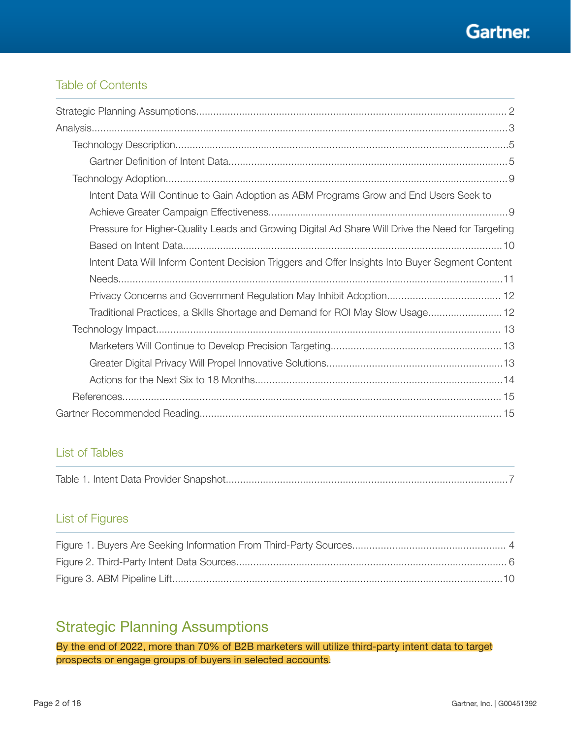## Table of Contents

- Strategic Planning Assumptions ... 2
- Analysis ... 3
  - Technology Description ... 5
    - Gartner Definition of Intent Data ... 5
  - Technology Adoption ... 9
    - Intent Data Will Continue to Gain Adoption as ABM Programs Grow and End Users Seek to Achieve Greater Campaign Effectiveness ... 9
    - Pressure for Higher-Quality Leads and Growing Digital Ad Share Will Drive the Need for Targeting Based on Intent Data ... 10
    - Intent Data Will Inform Content Decision Triggers and Offer Insights Into Buyer Segment Content Needs ... 11
    - Privacy Concerns and Government Regulation May Inhibit Adoption ... 12
    - Traditional Practices, a Skills Shortage and Demand for ROI May Slow Usage ... 12
  - Technology Impact ... 13
    - Marketers Will Continue to Develop Precision Targeting ... 13
    - Greater Digital Privacy Will Propel Innovative Solutions ... 13
    - Actions for the Next Six to 18 Months ... 14
  - References ... 15
- Gartner Recommended Reading ... 15

## List of Tables

- Table 1. Intent Data Provider Snapshot ... 7

## List of Figures

- Figure 1. Buyers Are Seeking Information From Third-Party Sources ... 4
- Figure 2. Third-Party Intent Data Sources ... 6
- Figure 3. ABM Pipeline Lift ... 10

## Strategic Planning Assumptions

By the end of 2022, more than 70% of B2B marketers will utilize third-party intent data to target prospects or engage groups of buyers in selected accounts.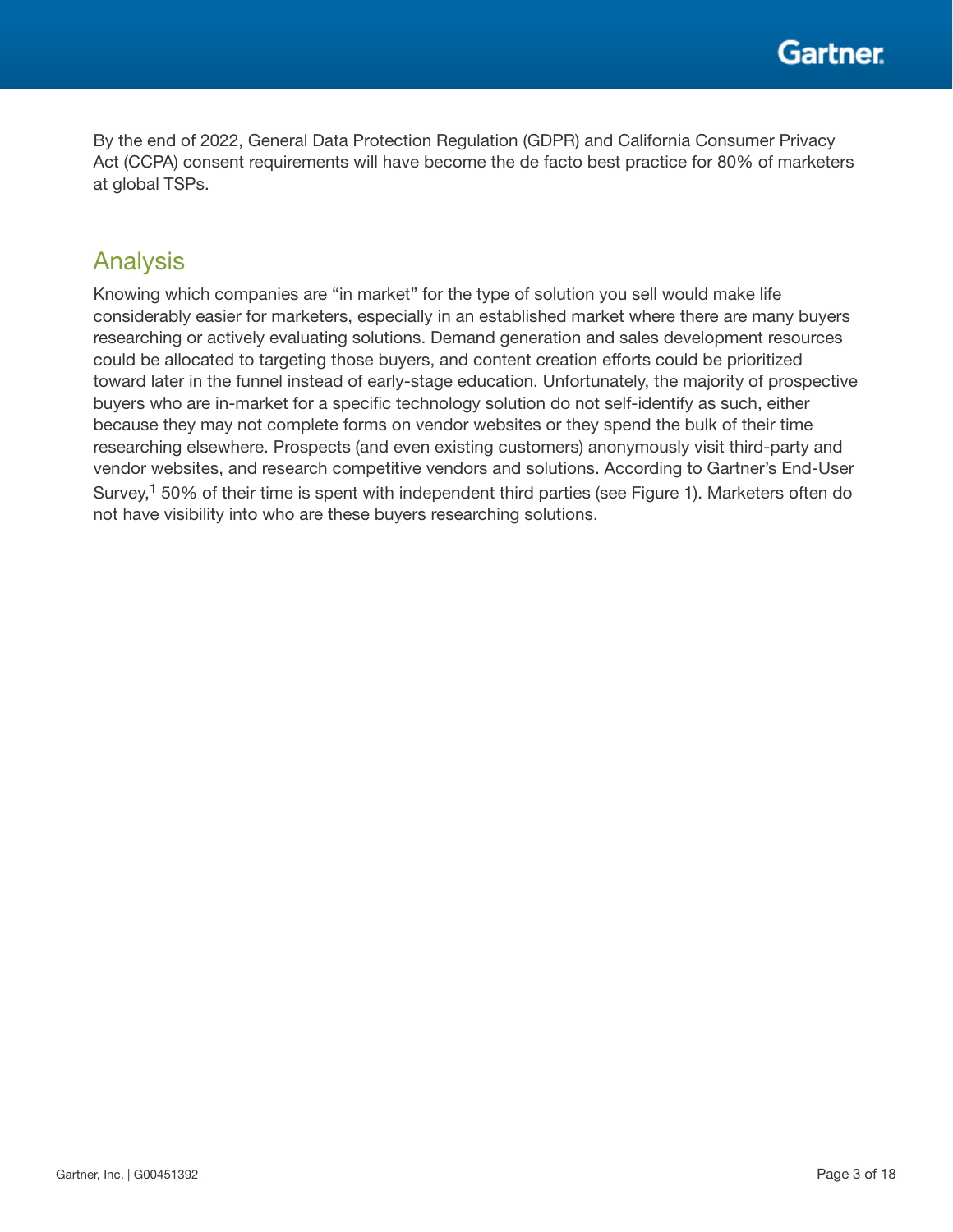By the end of 2022, General Data Protection Regulation (GDPR) and California Consumer Privacy Act (CCPA) consent requirements will have become the de facto best practice for 80% of marketers at global TSPs.

## Analysis

Knowing which companies are “in market” for the type of solution you sell would make life considerably easier for marketers, especially in an established market where there are many buyers researching or actively evaluating solutions. Demand generation and sales development resources could be allocated to targeting those buyers, and content creation efforts could be prioritized toward later in the funnel instead of early-stage education. Unfortunately, the majority of prospective buyers who are in-market for a specific technology solution do not self-identify as such, either because they may not complete forms on vendor websites or they spend the bulk of their time researching elsewhere. Prospects (and even existing customers) anonymously visit third-party and vendor websites, and research competitive vendors and solutions. According to Gartner’s End-User Survey,[1] 50% of their time is spent with independent third parties (see Figure 1). Marketers often do not have visibility into who are these buyers researching solutions.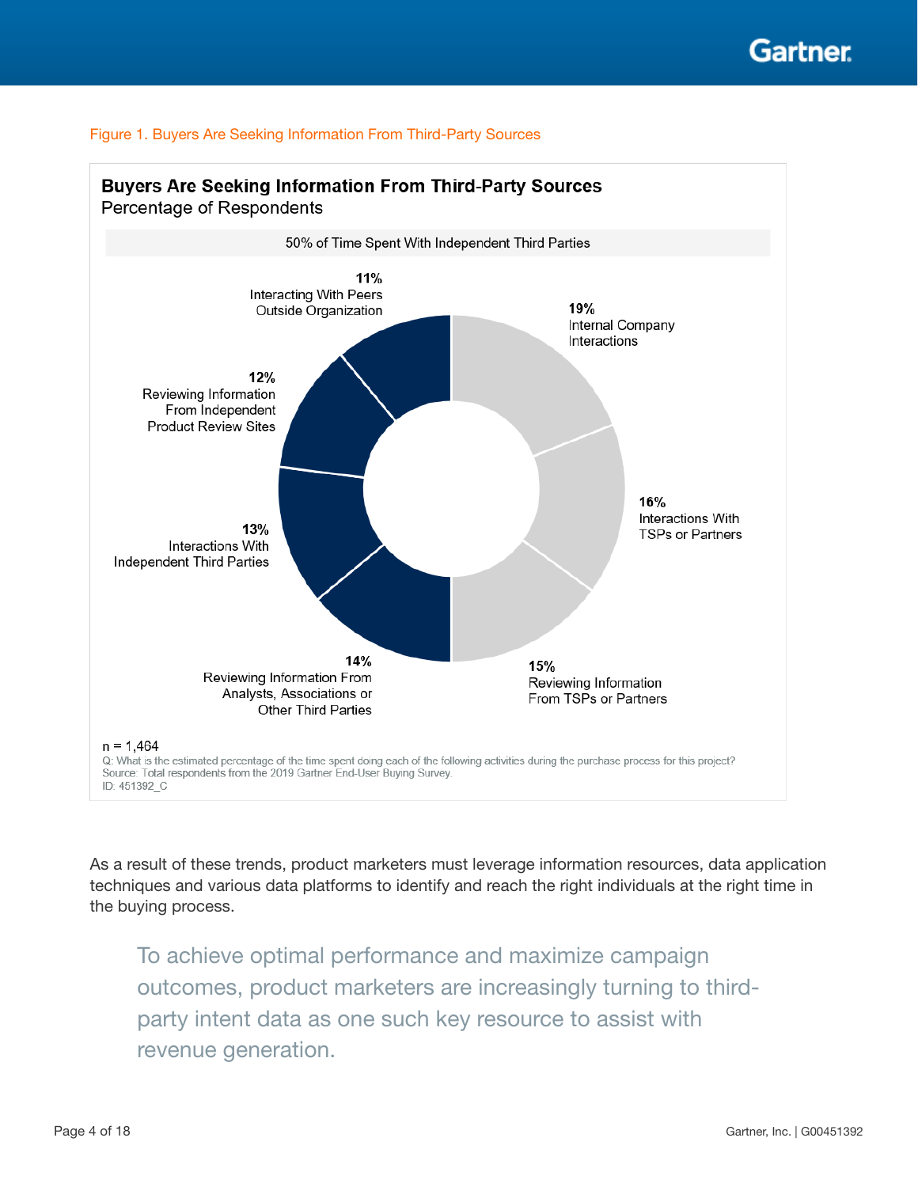Figure 1. Buyers Are Seeking Information From Third-Party Sources

**Buyers Are Seeking Information From Third-Party Sources**
Percentage of Respondents

50% of Time Spent With Independent Third Parties

- 11% Interacting With Peers Outside Organization
- 12% Reviewing Information From Independent Product Review Sites
- 13% Interactions With Independent Third Parties
- 14% Reviewing Information From Analysts, Associations or Other Third Parties
- 19% Internal Company Interactions
- 16% Interactions With TSPs or Partners
- 15% Reviewing Information From TSPs or Partners

n = 1,464
Q: What is the estimated percentage of the time spent doing each of the following activities during the purchase process for this project?
Source: Total respondents from the 2019 Gartner End-User Buying Survey.
ID: 451392_C

As a result of these trends, product marketers must leverage information resources, data application techniques and various data platforms to identify and reach the right individuals at the right time in the buying process.

> To achieve optimal performance and maximize campaign outcomes, product marketers are increasingly turning to third-party intent data as one such key resource to assist with revenue generation.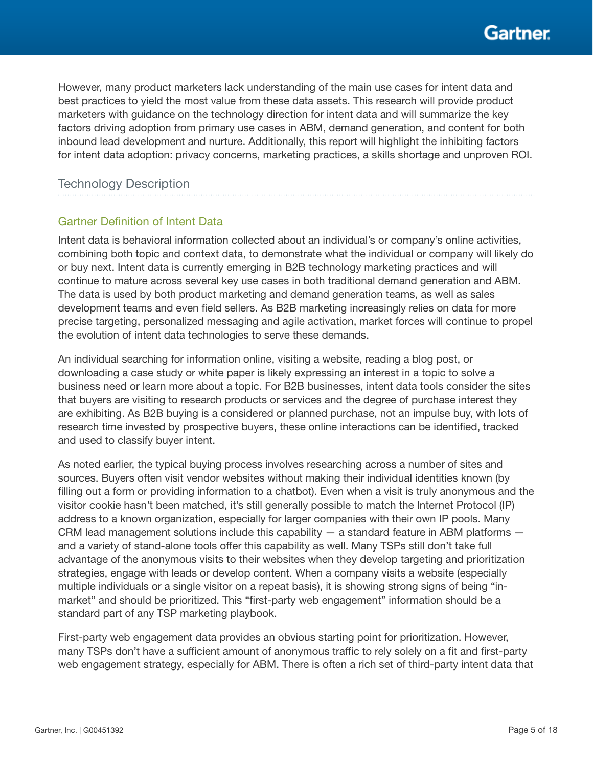However, many product marketers lack understanding of the main use cases for intent data and best practices to yield the most value from these data assets. This research will provide product marketers with guidance on the technology direction for intent data and will summarize the key factors driving adoption from primary use cases in ABM, demand generation, and content for both inbound lead development and nurture. Additionally, this report will highlight the inhibiting factors for intent data adoption: privacy concerns, marketing practices, a skills shortage and unproven ROI.

## Technology Description

### Gartner Definition of Intent Data

Intent data is behavioral information collected about an individual's or company's online activities, combining both topic and context data, to demonstrate what the individual or company will likely do or buy next. Intent data is currently emerging in B2B technology marketing practices and will continue to mature across several key use cases in both traditional demand generation and ABM. The data is used by both product marketing and demand generation teams, as well as sales development teams and even field sellers. As B2B marketing increasingly relies on data for more precise targeting, personalized messaging and agile activation, market forces will continue to propel the evolution of intent data technologies to serve these demands.

An individual searching for information online, visiting a website, reading a blog post, or downloading a case study or white paper is likely expressing an interest in a topic to solve a business need or learn more about a topic. For B2B businesses, intent data tools consider the sites that buyers are visiting to research products or services and the degree of purchase interest they are exhibiting. As B2B buying is a considered or planned purchase, not an impulse buy, with lots of research time invested by prospective buyers, these online interactions can be identified, tracked and used to classify buyer intent.

As noted earlier, the typical buying process involves researching across a number of sites and sources. Buyers often visit vendor websites without making their individual identities known (by filling out a form or providing information to a chatbot). Even when a visit is truly anonymous and the visitor cookie hasn't been matched, it's still generally possible to match the Internet Protocol (IP) address to a known organization, especially for larger companies with their own IP pools. Many CRM lead management solutions include this capability — a standard feature in ABM platforms — and a variety of stand-alone tools offer this capability as well. Many TSPs still don't take full advantage of the anonymous visits to their websites when they develop targeting and prioritization strategies, engage with leads or develop content. When a company visits a website (especially multiple individuals or a single visitor on a repeat basis), it is showing strong signs of being "in-market" and should be prioritized. This "first-party web engagement" information should be a standard part of any TSP marketing playbook.

First-party web engagement data provides an obvious starting point for prioritization. However, many TSPs don't have a sufficient amount of anonymous traffic to rely solely on a fit and first-party web engagement strategy, especially for ABM. There is often a rich set of third-party intent data that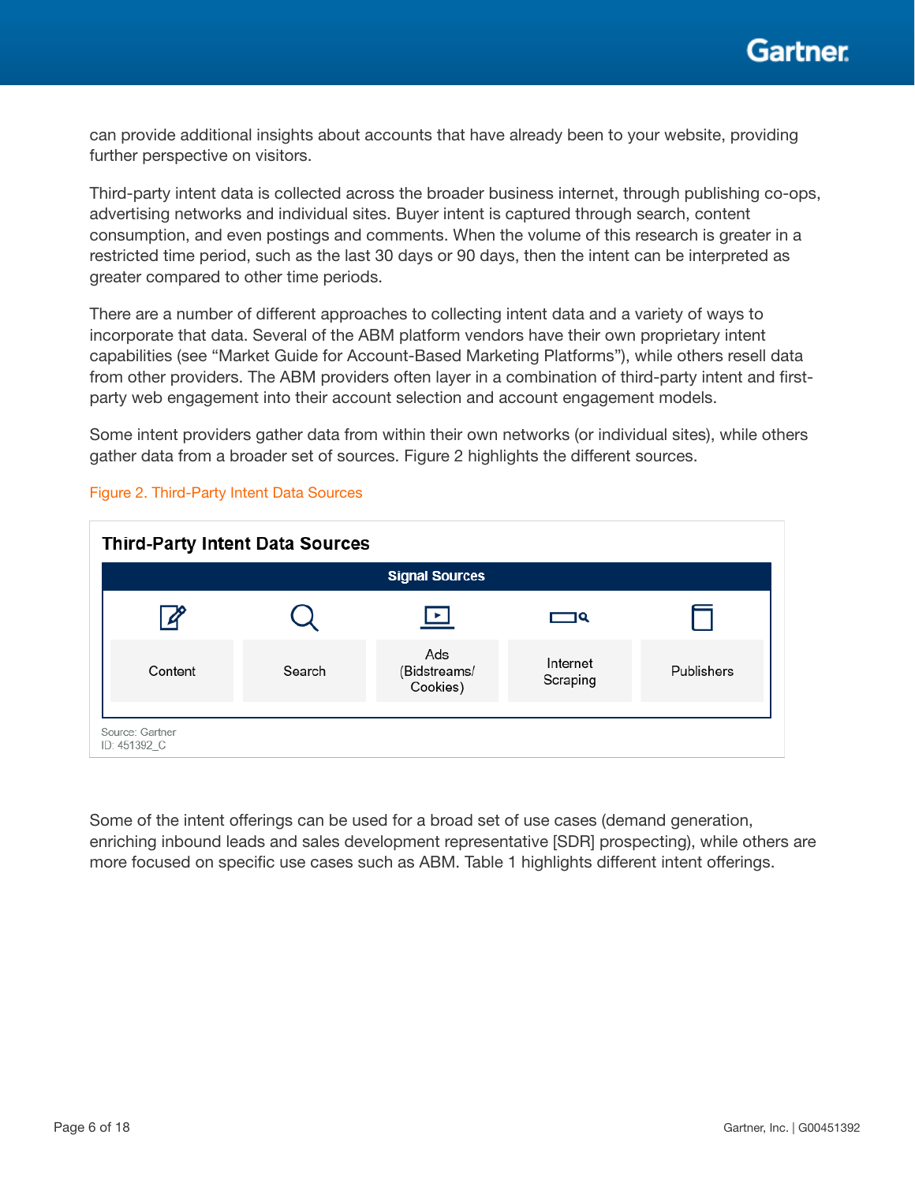can provide additional insights about accounts that have already been to your website, providing further perspective on visitors.

Third-party intent data is collected across the broader business internet, through publishing co-ops, advertising networks and individual sites. Buyer intent is captured through search, content consumption, and even postings and comments. When the volume of this research is greater in a restricted time period, such as the last 30 days or 90 days, then the intent can be interpreted as greater compared to other time periods.

There are a number of different approaches to collecting intent data and a variety of ways to incorporate that data. Several of the ABM platform vendors have their own proprietary intent capabilities (see "Market Guide for Account-Based Marketing Platforms"), while others resell data from other providers. The ABM providers often layer in a combination of third-party intent and first-party web engagement into their account selection and account engagement models.

Some intent providers gather data from within their own networks (or individual sites), while others gather data from a broader set of sources. Figure 2 highlights the different sources.

Figure 2. Third-Party Intent Data Sources

**Third-Party Intent Data Sources**

| Signal Sources | | | | |
|---|---|---|---|---|
| Content | Search | Ads (Bidstreams/ Cookies) | Internet Scraping | Publishers |

Source: Gartner
ID: 451392_C

Some of the intent offerings can be used for a broad set of use cases (demand generation, enriching inbound leads and sales development representative [SDR] prospecting), while others are more focused on specific use cases such as ABM. Table 1 highlights different intent offerings.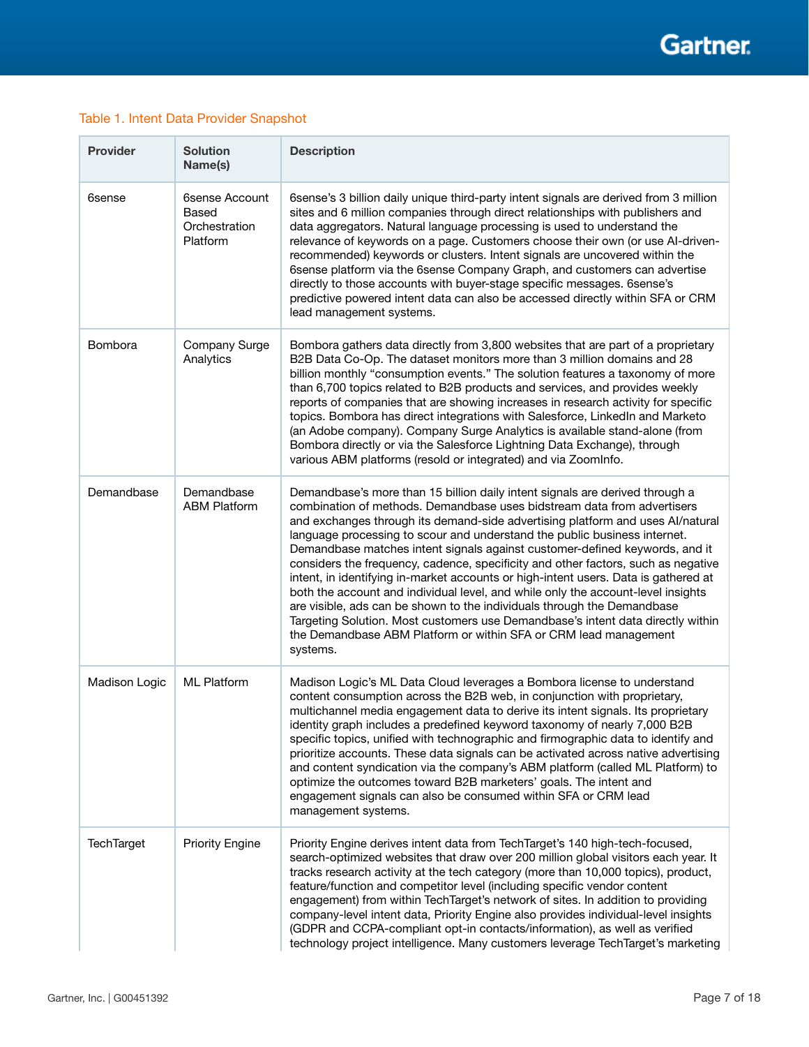Table 1. Intent Data Provider Snapshot

| Provider | Solution Name(s) | Description |
|---|---|---|
| 6sense | 6sense Account Based Orchestration Platform | 6sense's 3 billion daily unique third-party intent signals are derived from 3 million sites and 6 million companies through direct relationships with publishers and data aggregators. Natural language processing is used to understand the relevance of keywords on a page. Customers choose their own (or use AI-driven-recommended) keywords or clusters. Intent signals are uncovered within the 6sense platform via the 6sense Company Graph, and customers can advertise directly to those accounts with buyer-stage specific messages. 6sense's predictive powered intent data can also be accessed directly within SFA or CRM lead management systems. |
| Bombora | Company Surge Analytics | Bombora gathers data directly from 3,800 websites that are part of a proprietary B2B Data Co-Op. The dataset monitors more than 3 million domains and 28 billion monthly "consumption events." The solution features a taxonomy of more than 6,700 topics related to B2B products and services, and provides weekly reports of companies that are showing increases in research activity for specific topics. Bombora has direct integrations with Salesforce, LinkedIn and Marketo (an Adobe company). Company Surge Analytics is available stand-alone (from Bombora directly or via the Salesforce Lightning Data Exchange), through various ABM platforms (resold or integrated) and via ZoomInfo. |
| Demandbase | Demandbase ABM Platform | Demandbase's more than 15 billion daily intent signals are derived through a combination of methods. Demandbase uses bidstream data from advertisers and exchanges through its demand-side advertising platform and uses AI/natural language processing to scour and understand the public business internet. Demandbase matches intent signals against customer-defined keywords, and it considers the frequency, cadence, specificity and other factors, such as negative intent, in identifying in-market accounts or high-intent users. Data is gathered at both the account and individual level, and while only the account-level insights are visible, ads can be shown to the individuals through the Demandbase Targeting Solution. Most customers use Demandbase's intent data directly within the Demandbase ABM Platform or within SFA or CRM lead management systems. |
| Madison Logic | ML Platform | Madison Logic's ML Data Cloud leverages a Bombora license to understand content consumption across the B2B web, in conjunction with proprietary, multichannel media engagement data to derive its intent signals. Its proprietary identity graph includes a predefined keyword taxonomy of nearly 7,000 B2B specific topics, unified with technographic and firmographic data to identify and prioritize accounts. These data signals can be activated across native advertising and content syndication via the company's ABM platform (called ML Platform) to optimize the outcomes toward B2B marketers' goals. The intent and engagement signals can also be consumed within SFA or CRM lead management systems. |
| TechTarget | Priority Engine | Priority Engine derives intent data from TechTarget's 140 high-tech-focused, search-optimized websites that draw over 200 million global visitors each year. It tracks research activity at the tech category (more than 10,000 topics), product, feature/function and competitor level (including specific vendor content engagement) from within TechTarget's network of sites. In addition to providing company-level intent data, Priority Engine also provides individual-level insights (GDPR and CCPA-compliant opt-in contacts/information), as well as verified technology project intelligence. Many customers leverage TechTarget's marketing |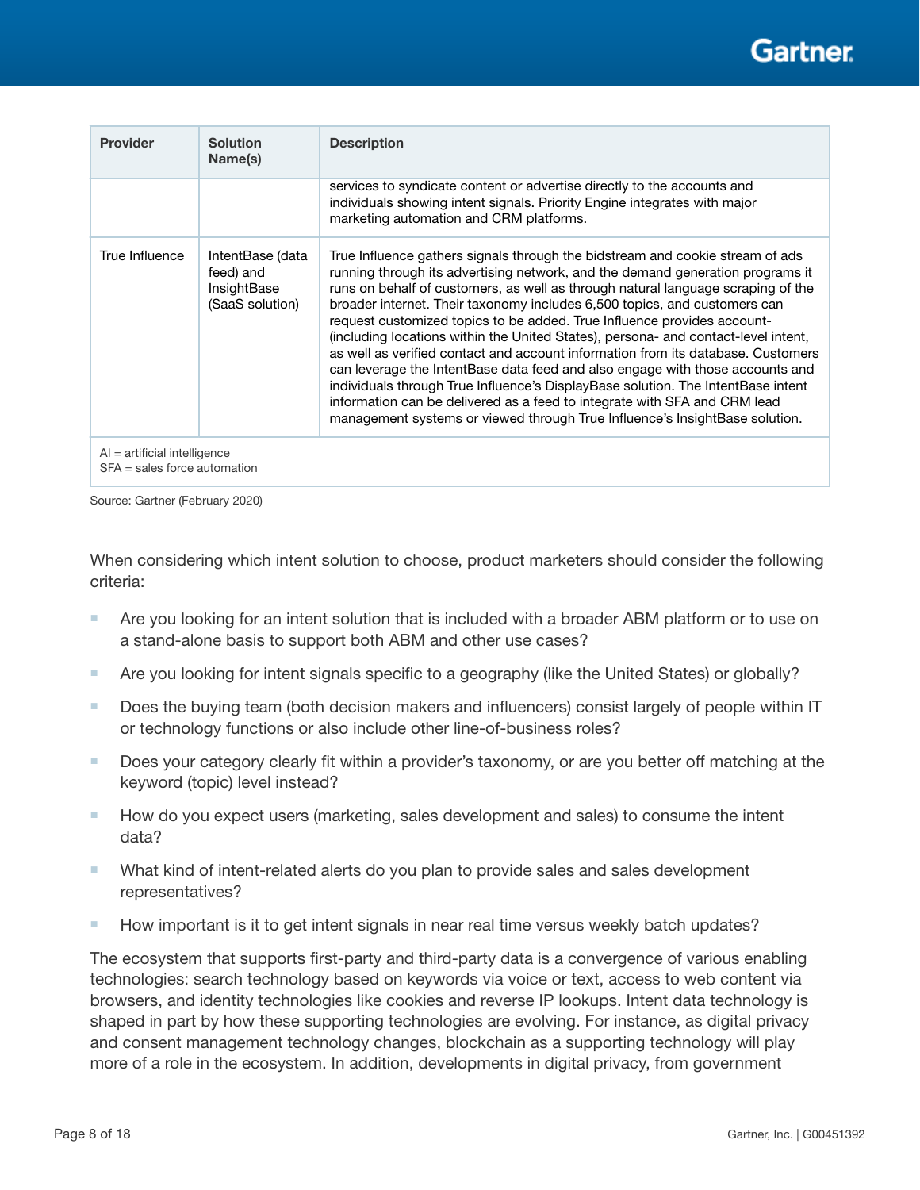| Provider | Solution Name(s) | Description |
|---|---|---|
| | | services to syndicate content or advertise directly to the accounts and individuals showing intent signals. Priority Engine integrates with major marketing automation and CRM platforms. |
| True Influence | IntentBase (data feed) and InsightBase (SaaS solution) | True Influence gathers signals through the bidstream and cookie stream of ads running through its advertising network, and the demand generation programs it runs on behalf of customers, as well as through natural language scraping of the broader internet. Their taxonomy includes 6,500 topics, and customers can request customized topics to be added. True Influence provides account- (including locations within the United States), persona- and contact-level intent, as well as verified contact and account information from its database. Customers can leverage the IntentBase data feed and also engage with those accounts and individuals through True Influence's DisplayBase solution. The IntentBase intent information can be delivered as a feed to integrate with SFA and CRM lead management systems or viewed through True Influence's InsightBase solution. |
| AI = artificial intelligence<br>SFA = sales force automation | | |

Source: Gartner (February 2020)

When considering which intent solution to choose, product marketers should consider the following criteria:

- Are you looking for an intent solution that is included with a broader ABM platform or to use on a stand-alone basis to support both ABM and other use cases?
- Are you looking for intent signals specific to a geography (like the United States) or globally?
- Does the buying team (both decision makers and influencers) consist largely of people within IT or technology functions or also include other line-of-business roles?
- Does your category clearly fit within a provider's taxonomy, or are you better off matching at the keyword (topic) level instead?
- How do you expect users (marketing, sales development and sales) to consume the intent data?
- What kind of intent-related alerts do you plan to provide sales and sales development representatives?
- How important is it to get intent signals in near real time versus weekly batch updates?

The ecosystem that supports first-party and third-party data is a convergence of various enabling technologies: search technology based on keywords via voice or text, access to web content via browsers, and identity technologies like cookies and reverse IP lookups. Intent data technology is shaped in part by how these supporting technologies are evolving. For instance, as digital privacy and consent management technology changes, blockchain as a supporting technology will play more of a role in the ecosystem. In addition, developments in digital privacy, from government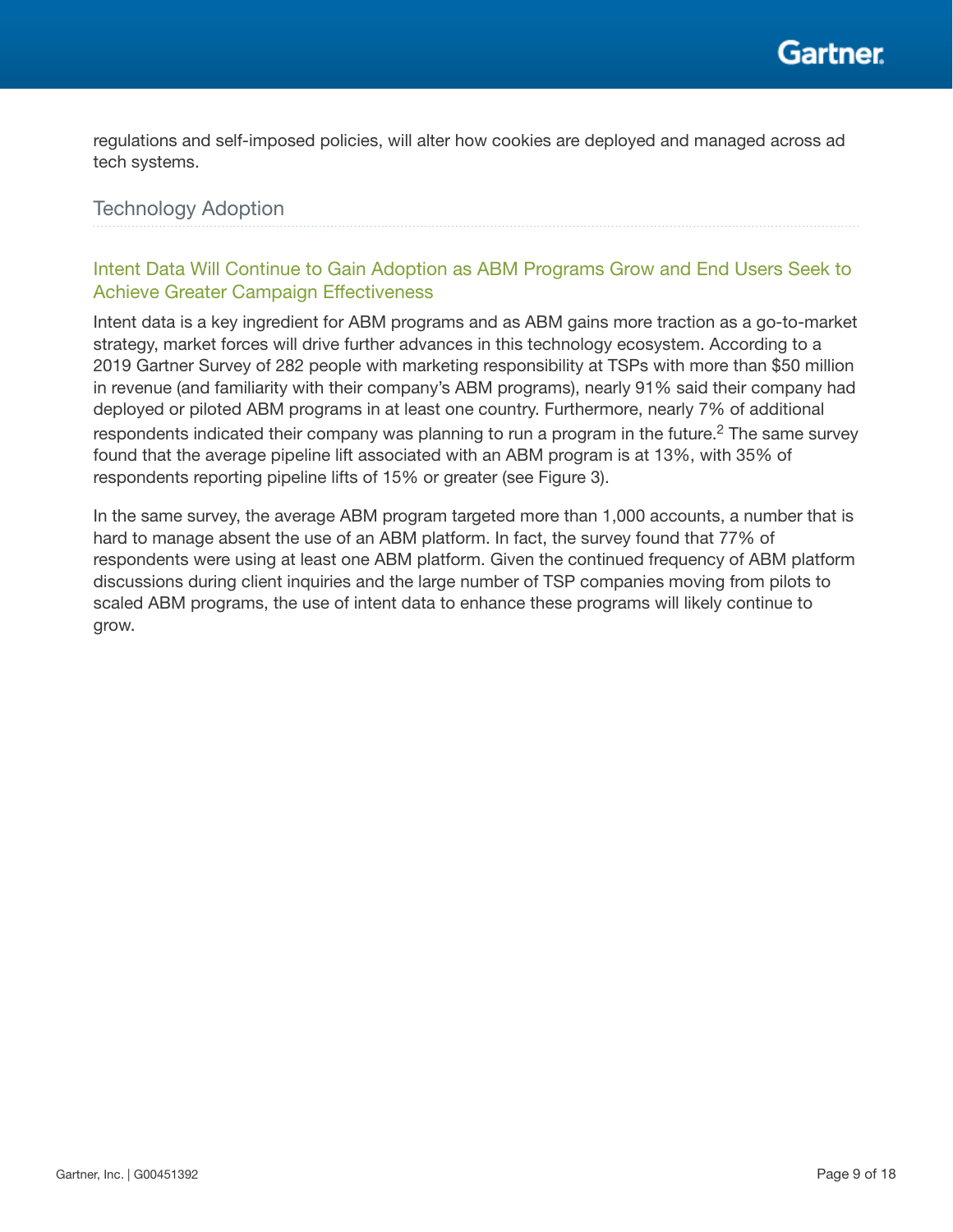regulations and self-imposed policies, will alter how cookies are deployed and managed across ad tech systems.

## Technology Adoption

### Intent Data Will Continue to Gain Adoption as ABM Programs Grow and End Users Seek to Achieve Greater Campaign Effectiveness

Intent data is a key ingredient for ABM programs and as ABM gains more traction as a go-to-market strategy, market forces will drive further advances in this technology ecosystem. According to a 2019 Gartner Survey of 282 people with marketing responsibility at TSPs with more than $50 million in revenue (and familiarity with their company's ABM programs), nearly 91% said their company had deployed or piloted ABM programs in at least one country. Furthermore, nearly 7% of additional respondents indicated their company was planning to run a program in the future.[2] The same survey found that the average pipeline lift associated with an ABM program is at 13%, with 35% of respondents reporting pipeline lifts of 15% or greater (see Figure 3).

In the same survey, the average ABM program targeted more than 1,000 accounts, a number that is hard to manage absent the use of an ABM platform. In fact, the survey found that 77% of respondents were using at least one ABM platform. Given the continued frequency of ABM platform discussions during client inquiries and the large number of TSP companies moving from pilots to scaled ABM programs, the use of intent data to enhance these programs will likely continue to grow.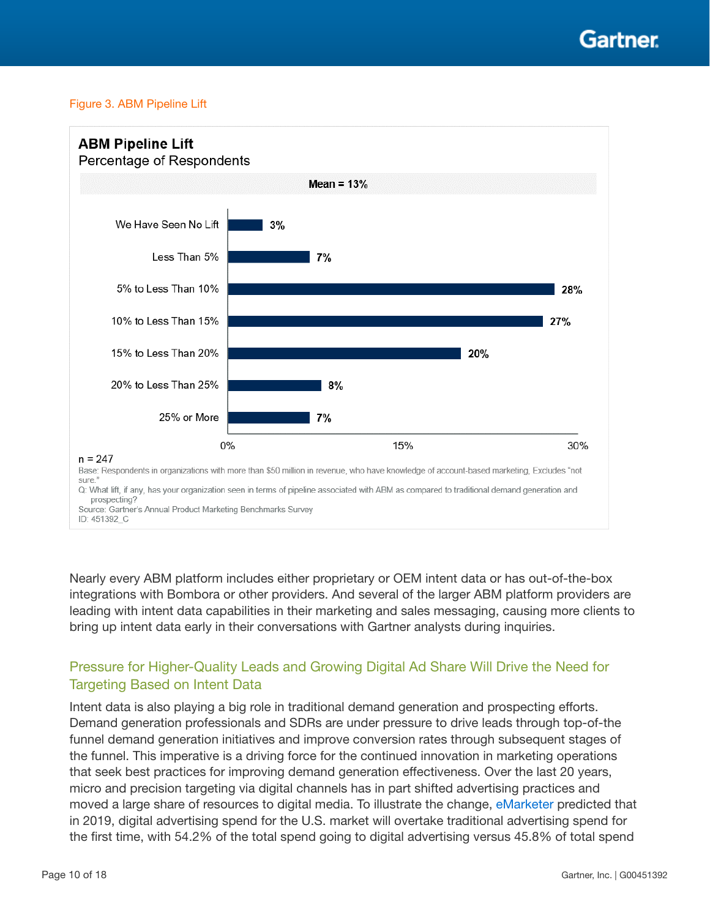Figure 3. ABM Pipeline Lift

**ABM Pipeline Lift**
Percentage of Respondents

**Mean = 13%**

| Response | Percentage |
|---|---|
| We Have Seen No Lift | 3% |
| Less Than 5% | 7% |
| 5% to Less Than 10% | 28% |
| 10% to Less Than 15% | 27% |
| 15% to Less Than 20% | 20% |
| 20% to Less Than 25% | 8% |
| 25% or More | 7% |

n = 247

Base: Respondents in organizations with more than $50 million in revenue, who have knowledge of account-based marketing, Excludes "not sure."

Q: What lift, if any, has your organization seen in terms of pipeline associated with ABM as compared to traditional demand generation and prospecting?

Source: Gartner's Annual Product Marketing Benchmarks Survey

ID: 451392_C

Nearly every ABM platform includes either proprietary or OEM intent data or has out-of-the-box integrations with Bombora or other providers. And several of the larger ABM platform providers are leading with intent data capabilities in their marketing and sales messaging, causing more clients to bring up intent data early in their conversations with Gartner analysts during inquiries.

## Pressure for Higher-Quality Leads and Growing Digital Ad Share Will Drive the Need for Targeting Based on Intent Data

Intent data is also playing a big role in traditional demand generation and prospecting efforts. Demand generation professionals and SDRs are under pressure to drive leads through top-of-the funnel demand generation initiatives and improve conversion rates through subsequent stages of the funnel. This imperative is a driving force for the continued innovation in marketing operations that seek best practices for improving demand generation effectiveness. Over the last 20 years, micro and precision targeting via digital channels has in part shifted advertising practices and moved a large share of resources to digital media. To illustrate the change, eMarketer predicted that in 2019, digital advertising spend for the U.S. market will overtake traditional advertising spend for the first time, with 54.2% of the total spend going to digital advertising versus 45.8% of total spend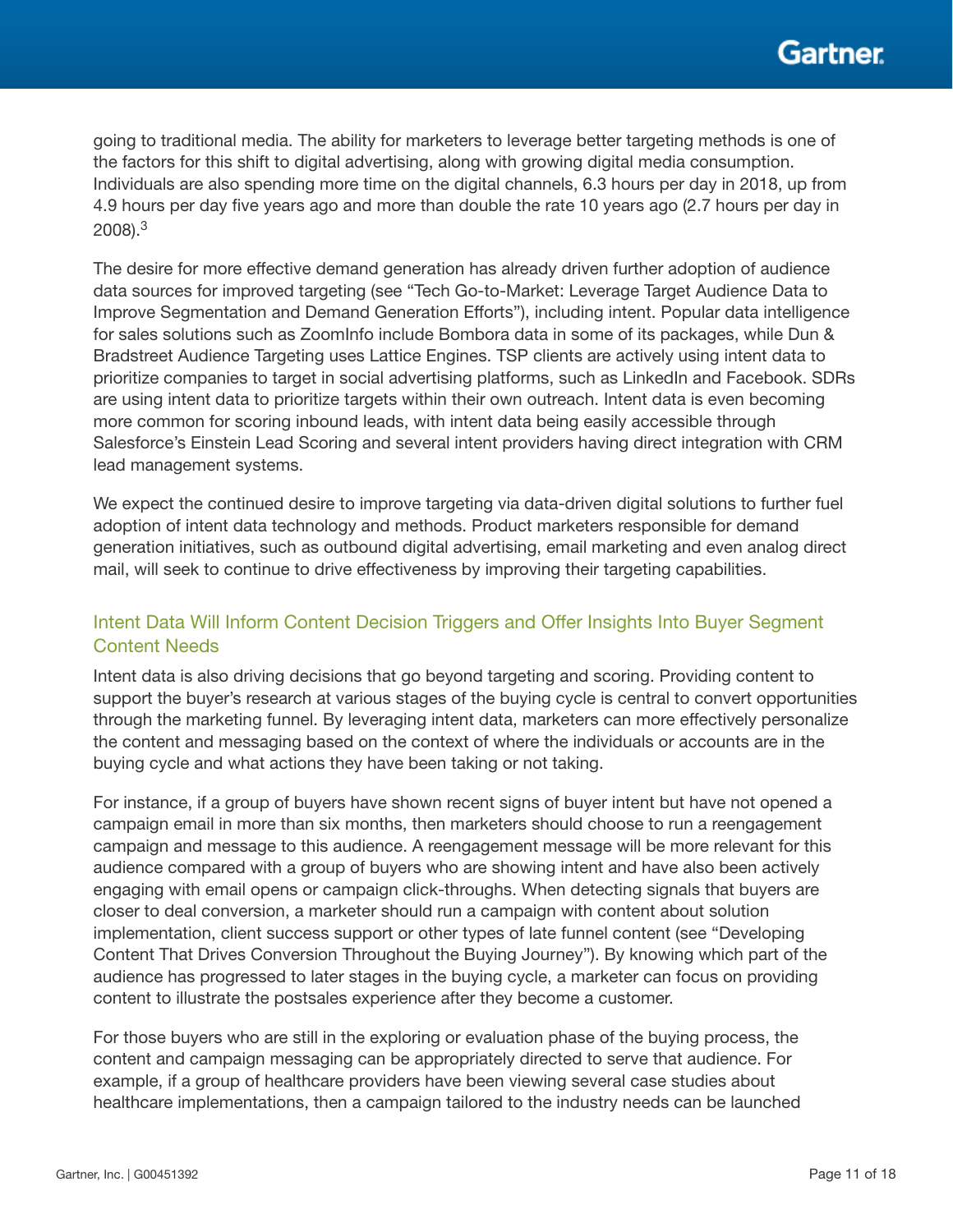going to traditional media. The ability for marketers to leverage better targeting methods is one of the factors for this shift to digital advertising, along with growing digital media consumption. Individuals are also spending more time on the digital channels, 6.3 hours per day in 2018, up from 4.9 hours per day five years ago and more than double the rate 10 years ago (2.7 hours per day in 2008).[3]

The desire for more effective demand generation has already driven further adoption of audience data sources for improved targeting (see "Tech Go-to-Market: Leverage Target Audience Data to Improve Segmentation and Demand Generation Efforts"), including intent. Popular data intelligence for sales solutions such as ZoomInfo include Bombora data in some of its packages, while Dun & Bradstreet Audience Targeting uses Lattice Engines. TSP clients are actively using intent data to prioritize companies to target in social advertising platforms, such as LinkedIn and Facebook. SDRs are using intent data to prioritize targets within their own outreach. Intent data is even becoming more common for scoring inbound leads, with intent data being easily accessible through Salesforce's Einstein Lead Scoring and several intent providers having direct integration with CRM lead management systems.

We expect the continued desire to improve targeting via data-driven digital solutions to further fuel adoption of intent data technology and methods. Product marketers responsible for demand generation initiatives, such as outbound digital advertising, email marketing and even analog direct mail, will seek to continue to drive effectiveness by improving their targeting capabilities.

### Intent Data Will Inform Content Decision Triggers and Offer Insights Into Buyer Segment Content Needs

Intent data is also driving decisions that go beyond targeting and scoring. Providing content to support the buyer's research at various stages of the buying cycle is central to convert opportunities through the marketing funnel. By leveraging intent data, marketers can more effectively personalize the content and messaging based on the context of where the individuals or accounts are in the buying cycle and what actions they have been taking or not taking.

For instance, if a group of buyers have shown recent signs of buyer intent but have not opened a campaign email in more than six months, then marketers should choose to run a reengagement campaign and message to this audience. A reengagement message will be more relevant for this audience compared with a group of buyers who are showing intent and have also been actively engaging with email opens or campaign click-throughs. When detecting signals that buyers are closer to deal conversion, a marketer should run a campaign with content about solution implementation, client success support or other types of late funnel content (see "Developing Content That Drives Conversion Throughout the Buying Journey"). By knowing which part of the audience has progressed to later stages in the buying cycle, a marketer can focus on providing content to illustrate the postsales experience after they become a customer.

For those buyers who are still in the exploring or evaluation phase of the buying process, the content and campaign messaging can be appropriately directed to serve that audience. For example, if a group of healthcare providers have been viewing several case studies about healthcare implementations, then a campaign tailored to the industry needs can be launched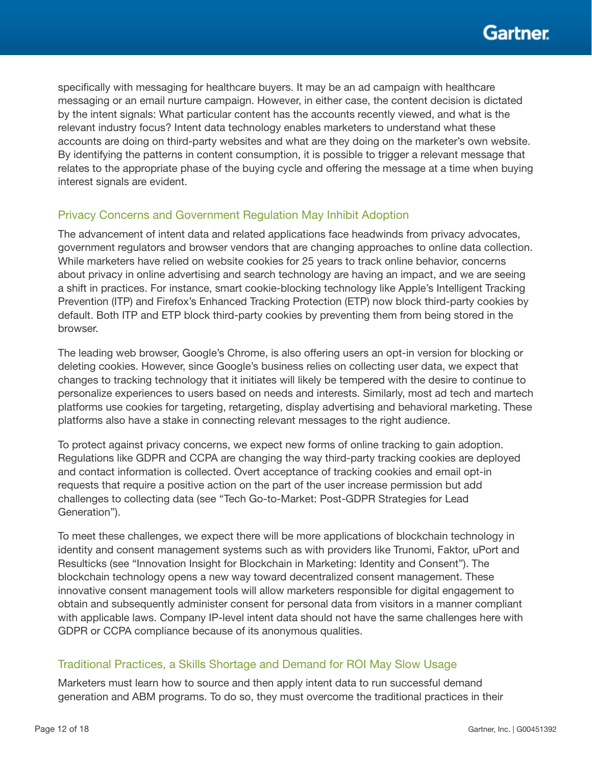specifically with messaging for healthcare buyers. It may be an ad campaign with healthcare messaging or an email nurture campaign. However, in either case, the content decision is dictated by the intent signals: What particular content has the accounts recently viewed, and what is the relevant industry focus? Intent data technology enables marketers to understand what these accounts are doing on third-party websites and what are they doing on the marketer's own website. By identifying the patterns in content consumption, it is possible to trigger a relevant message that relates to the appropriate phase of the buying cycle and offering the message at a time when buying interest signals are evident.

### Privacy Concerns and Government Regulation May Inhibit Adoption

The advancement of intent data and related applications face headwinds from privacy advocates, government regulators and browser vendors that are changing approaches to online data collection. While marketers have relied on website cookies for 25 years to track online behavior, concerns about privacy in online advertising and search technology are having an impact, and we are seeing a shift in practices. For instance, smart cookie-blocking technology like Apple's Intelligent Tracking Prevention (ITP) and Firefox's Enhanced Tracking Protection (ETP) now block third-party cookies by default. Both ITP and ETP block third-party cookies by preventing them from being stored in the browser.

The leading web browser, Google's Chrome, is also offering users an opt-in version for blocking or deleting cookies. However, since Google's business relies on collecting user data, we expect that changes to tracking technology that it initiates will likely be tempered with the desire to continue to personalize experiences to users based on needs and interests. Similarly, most ad tech and martech platforms use cookies for targeting, retargeting, display advertising and behavioral marketing. These platforms also have a stake in connecting relevant messages to the right audience.

To protect against privacy concerns, we expect new forms of online tracking to gain adoption. Regulations like GDPR and CCPA are changing the way third-party tracking cookies are deployed and contact information is collected. Overt acceptance of tracking cookies and email opt-in requests that require a positive action on the part of the user increase permission but add challenges to collecting data (see "Tech Go-to-Market: Post-GDPR Strategies for Lead Generation").

To meet these challenges, we expect there will be more applications of blockchain technology in identity and consent management systems such as with providers like Trunomi, Faktor, uPort and Resulticks (see "Innovation Insight for Blockchain in Marketing: Identity and Consent"). The blockchain technology opens a new way toward decentralized consent management. These innovative consent management tools will allow marketers responsible for digital engagement to obtain and subsequently administer consent for personal data from visitors in a manner compliant with applicable laws. Company IP-level intent data should not have the same challenges here with GDPR or CCPA compliance because of its anonymous qualities.

### Traditional Practices, a Skills Shortage and Demand for ROI May Slow Usage

Marketers must learn how to source and then apply intent data to run successful demand generation and ABM programs. To do so, they must overcome the traditional practices in their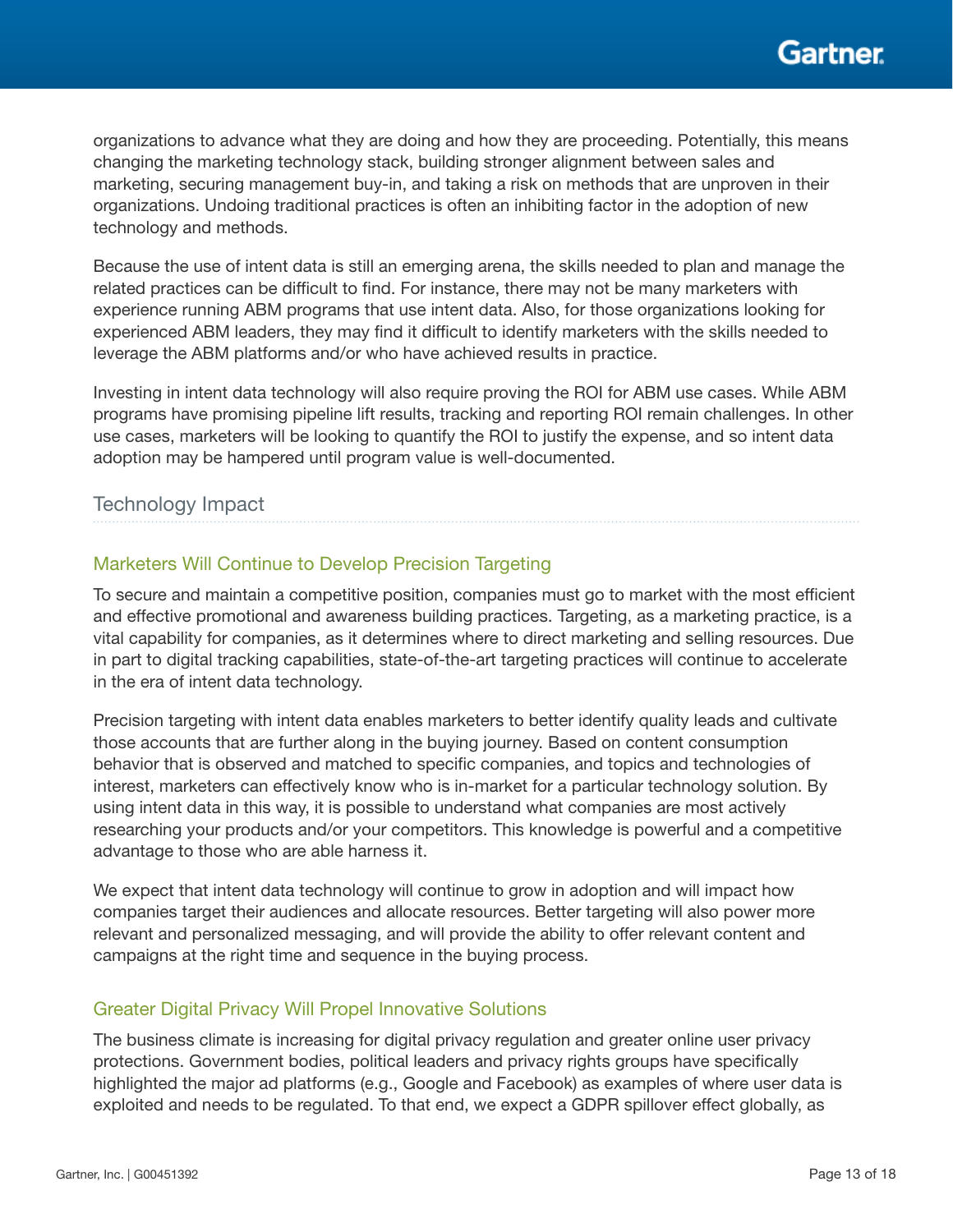organizations to advance what they are doing and how they are proceeding. Potentially, this means changing the marketing technology stack, building stronger alignment between sales and marketing, securing management buy-in, and taking a risk on methods that are unproven in their organizations. Undoing traditional practices is often an inhibiting factor in the adoption of new technology and methods.

Because the use of intent data is still an emerging arena, the skills needed to plan and manage the related practices can be difficult to find. For instance, there may not be many marketers with experience running ABM programs that use intent data. Also, for those organizations looking for experienced ABM leaders, they may find it difficult to identify marketers with the skills needed to leverage the ABM platforms and/or who have achieved results in practice.

Investing in intent data technology will also require proving the ROI for ABM use cases. While ABM programs have promising pipeline lift results, tracking and reporting ROI remain challenges. In other use cases, marketers will be looking to quantify the ROI to justify the expense, and so intent data adoption may be hampered until program value is well-documented.

## Technology Impact

### Marketers Will Continue to Develop Precision Targeting

To secure and maintain a competitive position, companies must go to market with the most efficient and effective promotional and awareness building practices. Targeting, as a marketing practice, is a vital capability for companies, as it determines where to direct marketing and selling resources. Due in part to digital tracking capabilities, state-of-the-art targeting practices will continue to accelerate in the era of intent data technology.

Precision targeting with intent data enables marketers to better identify quality leads and cultivate those accounts that are further along in the buying journey. Based on content consumption behavior that is observed and matched to specific companies, and topics and technologies of interest, marketers can effectively know who is in-market for a particular technology solution. By using intent data in this way, it is possible to understand what companies are most actively researching your products and/or your competitors. This knowledge is powerful and a competitive advantage to those who are able harness it.

We expect that intent data technology will continue to grow in adoption and will impact how companies target their audiences and allocate resources. Better targeting will also power more relevant and personalized messaging, and will provide the ability to offer relevant content and campaigns at the right time and sequence in the buying process.

### Greater Digital Privacy Will Propel Innovative Solutions

The business climate is increasing for digital privacy regulation and greater online user privacy protections. Government bodies, political leaders and privacy rights groups have specifically highlighted the major ad platforms (e.g., Google and Facebook) as examples of where user data is exploited and needs to be regulated. To that end, we expect a GDPR spillover effect globally, as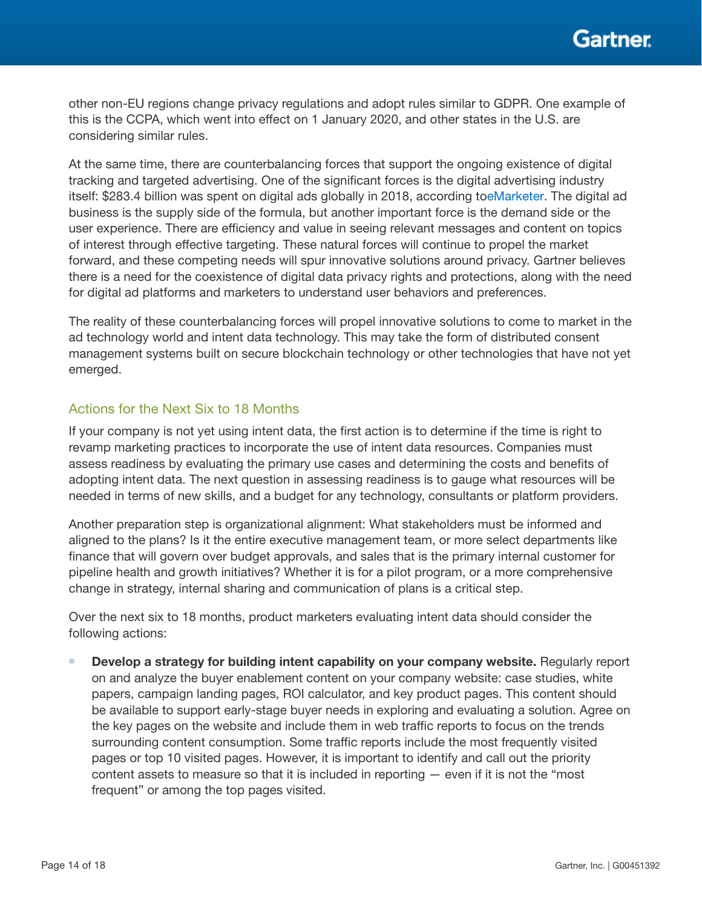other non-EU regions change privacy regulations and adopt rules similar to GDPR. One example of this is the CCPA, which went into effect on 1 January 2020, and other states in the U.S. are considering similar rules.

At the same time, there are counterbalancing forces that support the ongoing existence of digital tracking and targeted advertising. One of the significant forces is the digital advertising industry itself: $283.4 billion was spent on digital ads globally in 2018, according toeMarketer. The digital ad business is the supply side of the formula, but another important force is the demand side or the user experience. There are efficiency and value in seeing relevant messages and content on topics of interest through effective targeting. These natural forces will continue to propel the market forward, and these competing needs will spur innovative solutions around privacy. Gartner believes there is a need for the coexistence of digital data privacy rights and protections, along with the need for digital ad platforms and marketers to understand user behaviors and preferences.

The reality of these counterbalancing forces will propel innovative solutions to come to market in the ad technology world and intent data technology. This may take the form of distributed consent management systems built on secure blockchain technology or other technologies that have not yet emerged.

### Actions for the Next Six to 18 Months

If your company is not yet using intent data, the first action is to determine if the time is right to revamp marketing practices to incorporate the use of intent data resources. Companies must assess readiness by evaluating the primary use cases and determining the costs and benefits of adopting intent data. The next question in assessing readiness is to gauge what resources will be needed in terms of new skills, and a budget for any technology, consultants or platform providers.

Another preparation step is organizational alignment: What stakeholders must be informed and aligned to the plans? Is it the entire executive management team, or more select departments like finance that will govern over budget approvals, and sales that is the primary internal customer for pipeline health and growth initiatives? Whether it is for a pilot program, or a more comprehensive change in strategy, internal sharing and communication of plans is a critical step.

Over the next six to 18 months, product marketers evaluating intent data should consider the following actions:

- **Develop a strategy for building intent capability on your company website.** Regularly report on and analyze the buyer enablement content on your company website: case studies, white papers, campaign landing pages, ROI calculator, and key product pages. This content should be available to support early-stage buyer needs in exploring and evaluating a solution. Agree on the key pages on the website and include them in web traffic reports to focus on the trends surrounding content consumption. Some traffic reports include the most frequently visited pages or top 10 visited pages. However, it is important to identify and call out the priority content assets to measure so that it is included in reporting — even if it is not the "most frequent" or among the top pages visited.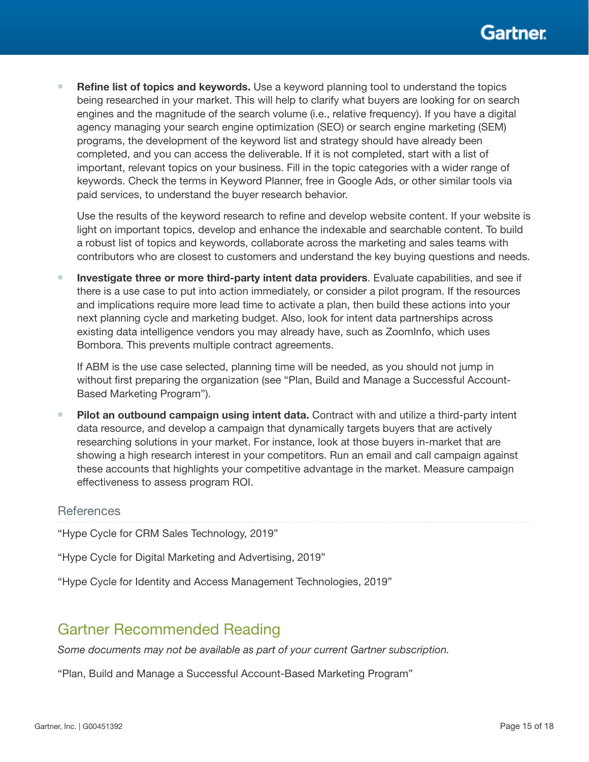- **Refine list of topics and keywords.** Use a keyword planning tool to understand the topics being researched in your market. This will help to clarify what buyers are looking for on search engines and the magnitude of the search volume (i.e., relative frequency). If you have a digital agency managing your search engine optimization (SEO) or search engine marketing (SEM) programs, the development of the keyword list and strategy should have already been completed, and you can access the deliverable. If it is not completed, start with a list of important, relevant topics on your business. Fill in the topic categories with a wider range of keywords. Check the terms in Keyword Planner, free in Google Ads, or other similar tools via paid services, to understand the buyer research behavior.

  Use the results of the keyword research to refine and develop website content. If your website is light on important topics, develop and enhance the indexable and searchable content. To build a robust list of topics and keywords, collaborate across the marketing and sales teams with contributors who are closest to customers and understand the key buying questions and needs.

- **Investigate three or more third-party intent data providers**. Evaluate capabilities, and see if there is a use case to put into action immediately, or consider a pilot program. If the resources and implications require more lead time to activate a plan, then build these actions into your next planning cycle and marketing budget. Also, look for intent data partnerships across existing data intelligence vendors you may already have, such as ZoomInfo, which uses Bombora. This prevents multiple contract agreements.

  If ABM is the use case selected, planning time will be needed, as you should not jump in without first preparing the organization (see "Plan, Build and Manage a Successful Account-Based Marketing Program").

- **Pilot an outbound campaign using intent data.** Contract with and utilize a third-party intent data resource, and develop a campaign that dynamically targets buyers that are actively researching solutions in your market. For instance, look at those buyers in-market that are showing a high research interest in your competitors. Run an email and call campaign against these accounts that highlights your competitive advantage in the market. Measure campaign effectiveness to assess program ROI.

### References

"Hype Cycle for CRM Sales Technology, 2019"

"Hype Cycle for Digital Marketing and Advertising, 2019"

"Hype Cycle for Identity and Access Management Technologies, 2019"

## Gartner Recommended Reading

*Some documents may not be available as part of your current Gartner subscription.*

"Plan, Build and Manage a Successful Account-Based Marketing Program"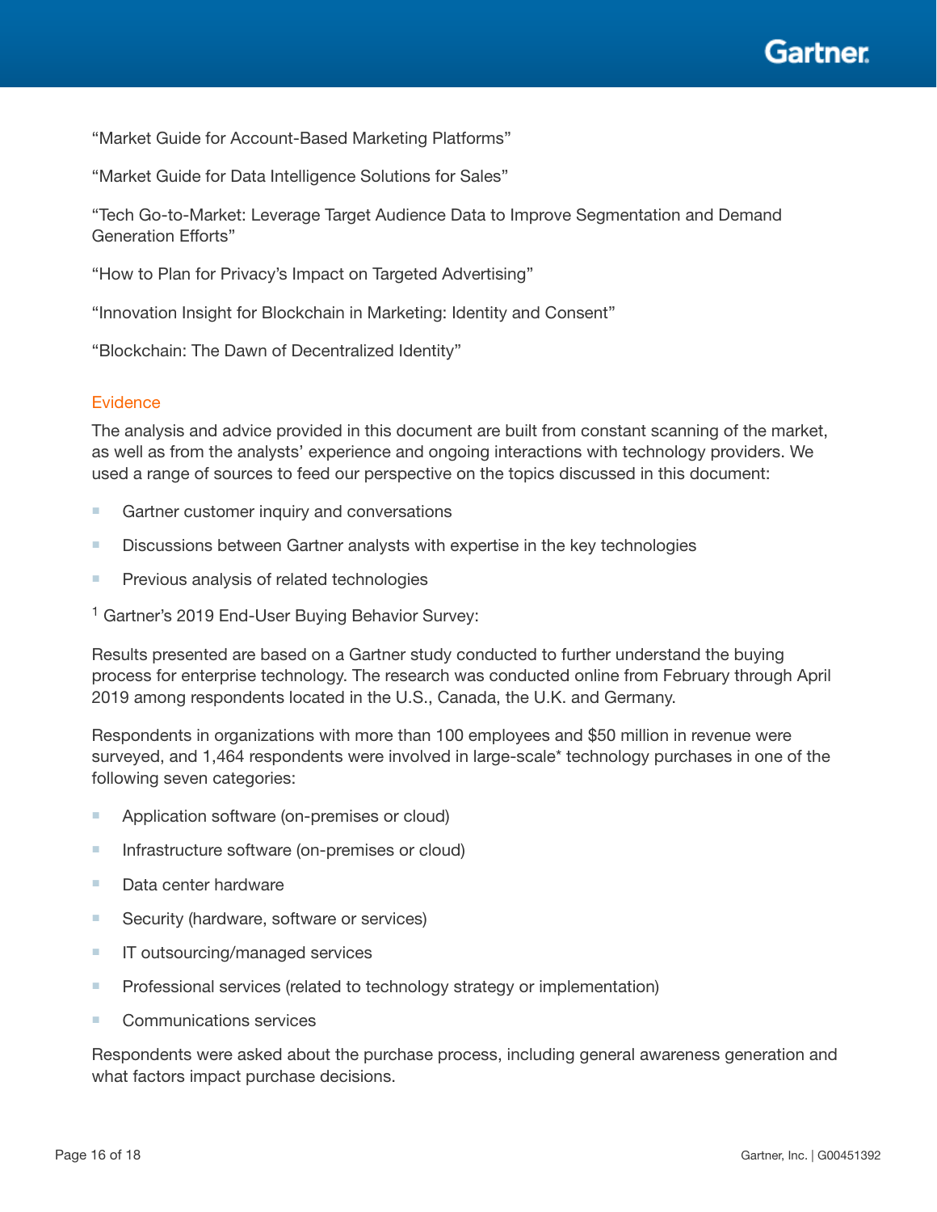"Market Guide for Account-Based Marketing Platforms"

"Market Guide for Data Intelligence Solutions for Sales"

"Tech Go-to-Market: Leverage Target Audience Data to Improve Segmentation and Demand Generation Efforts"

"How to Plan for Privacy's Impact on Targeted Advertising"

"Innovation Insight for Blockchain in Marketing: Identity and Consent"

"Blockchain: The Dawn of Decentralized Identity"

## Evidence

The analysis and advice provided in this document are built from constant scanning of the market, as well as from the analysts' experience and ongoing interactions with technology providers. We used a range of sources to feed our perspective on the topics discussed in this document:

- Gartner customer inquiry and conversations
- Discussions between Gartner analysts with expertise in the key technologies
- Previous analysis of related technologies

[1] Gartner's 2019 End-User Buying Behavior Survey:

Results presented are based on a Gartner study conducted to further understand the buying process for enterprise technology. The research was conducted online from February through April 2019 among respondents located in the U.S., Canada, the U.K. and Germany.

Respondents in organizations with more than 100 employees and $50 million in revenue were surveyed, and 1,464 respondents were involved in large-scale* technology purchases in one of the following seven categories:

- Application software (on-premises or cloud)
- Infrastructure software (on-premises or cloud)
- Data center hardware
- Security (hardware, software or services)
- IT outsourcing/managed services
- Professional services (related to technology strategy or implementation)
- Communications services

Respondents were asked about the purchase process, including general awareness generation and what factors impact purchase decisions.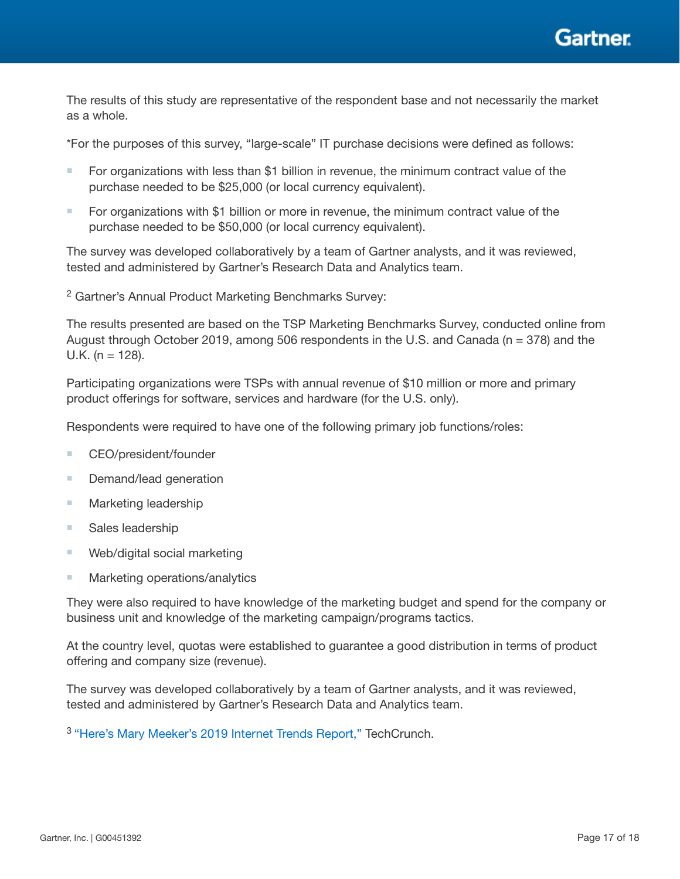The results of this study are representative of the respondent base and not necessarily the market as a whole.

*For the purposes of this survey, "large-scale" IT purchase decisions were defined as follows:

- For organizations with less than $1 billion in revenue, the minimum contract value of the purchase needed to be $25,000 (or local currency equivalent).
- For organizations with $1 billion or more in revenue, the minimum contract value of the purchase needed to be $50,000 (or local currency equivalent).

The survey was developed collaboratively by a team of Gartner analysts, and it was reviewed, tested and administered by Gartner's Research Data and Analytics team.

[2] Gartner's Annual Product Marketing Benchmarks Survey:

The results presented are based on the TSP Marketing Benchmarks Survey, conducted online from August through October 2019, among 506 respondents in the U.S. and Canada (n = 378) and the U.K. (n = 128).

Participating organizations were TSPs with annual revenue of $10 million or more and primary product offerings for software, services and hardware (for the U.S. only).

Respondents were required to have one of the following primary job functions/roles:

- CEO/president/founder
- Demand/lead generation
- Marketing leadership
- Sales leadership
- Web/digital social marketing
- Marketing operations/analytics

They were also required to have knowledge of the marketing budget and spend for the company or business unit and knowledge of the marketing campaign/programs tactics.

At the country level, quotas were established to guarantee a good distribution in terms of product offering and company size (revenue).

The survey was developed collaboratively by a team of Gartner analysts, and it was reviewed, tested and administered by Gartner's Research Data and Analytics team.

[3] "Here's Mary Meeker's 2019 Internet Trends Report," TechCrunch.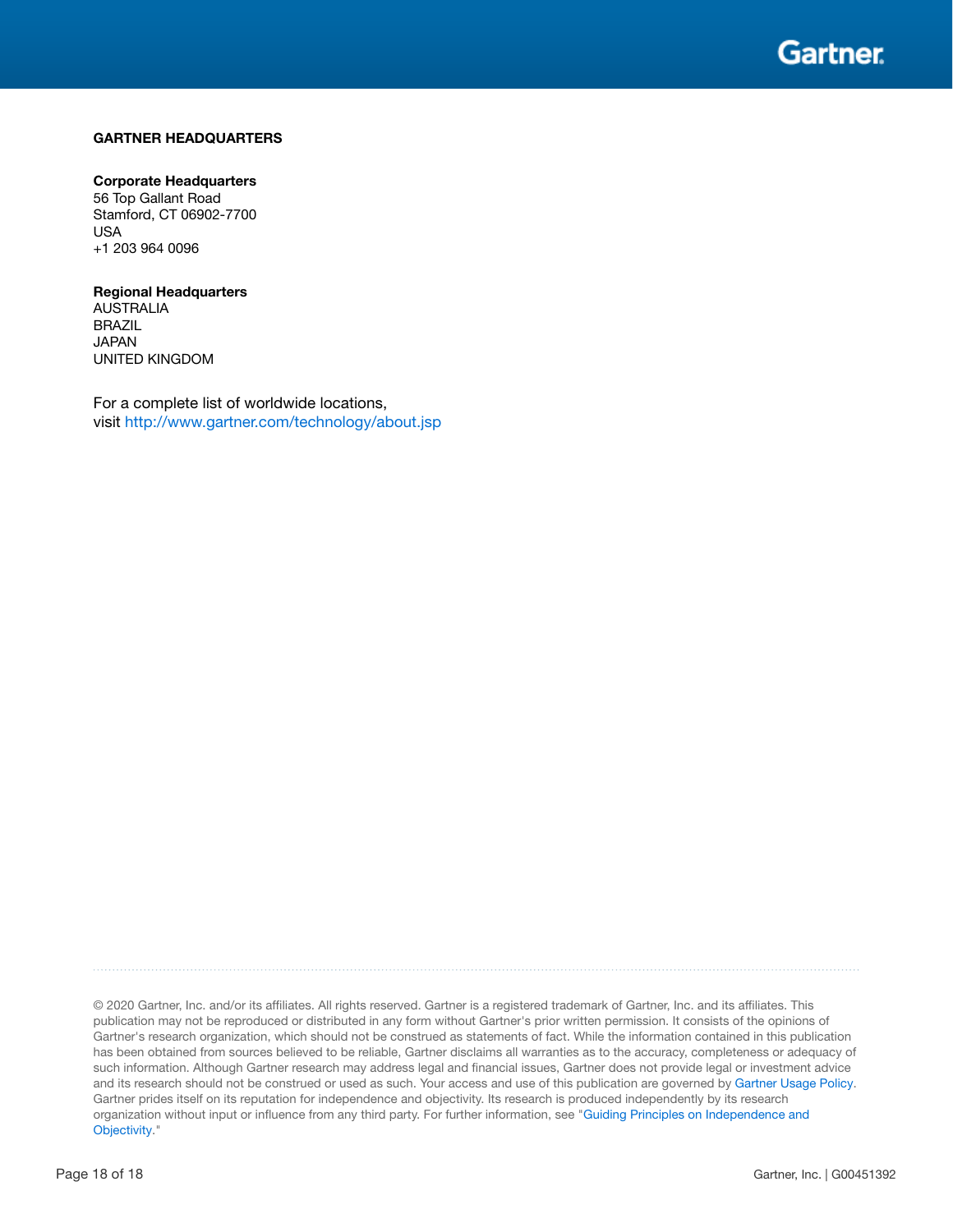## GARTNER HEADQUARTERS

**Corporate Headquarters**
56 Top Gallant Road
Stamford, CT 06902-7700
USA
+1 203 964 0096

**Regional Headquarters**
AUSTRALIA
BRAZIL
JAPAN
UNITED KINGDOM

For a complete list of worldwide locations,
visit http://www.gartner.com/technology/about.jsp

© 2020 Gartner, Inc. and/or its affiliates. All rights reserved. Gartner is a registered trademark of Gartner, Inc. and its affiliates. This publication may not be reproduced or distributed in any form without Gartner's prior written permission. It consists of the opinions of Gartner's research organization, which should not be construed as statements of fact. While the information contained in this publication has been obtained from sources believed to be reliable, Gartner disclaims all warranties as to the accuracy, completeness or adequacy of such information. Although Gartner research may address legal and financial issues, Gartner does not provide legal or investment advice and its research should not be construed or used as such. Your access and use of this publication are governed by Gartner Usage Policy. Gartner prides itself on its reputation for independence and objectivity. Its research is produced independently by its research organization without input or influence from any third party. For further information, see "Guiding Principles on Independence and Objectivity."